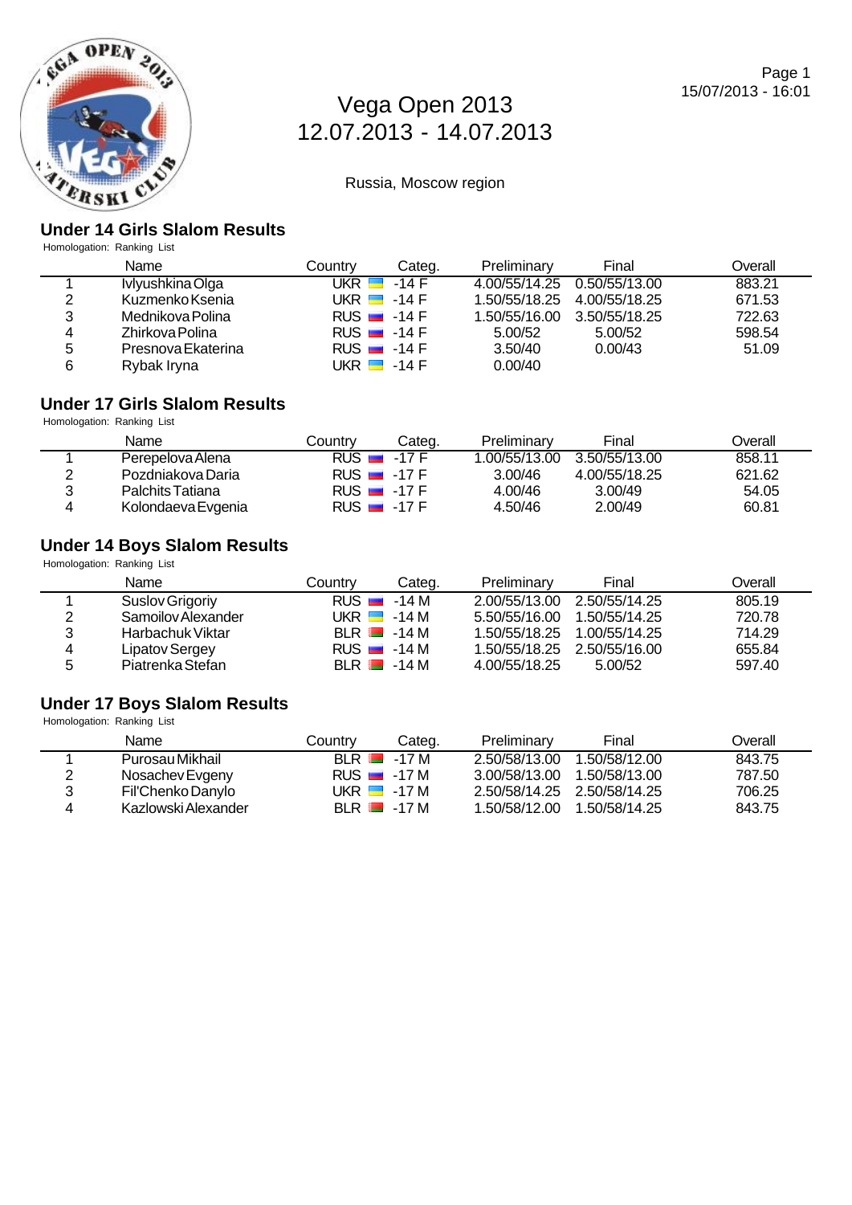# Vega Open 2013
# 12.07.2013 - 14.07.2013

Russia, Moscow region

## Under 14 Girls Slalom Results

Homologation: Ranking List

| | Name | Country | Categ. | Preliminary | Final | Overall |
|---|---|---|---|---|---|---|
| 1 | Ivlyushkina Olga | UKR | -14 F | 4.00/55/14.25 | 0.50/55/13.00 | 883.21 |
| 2 | Kuzmenko Ksenia | UKR | -14 F | 1.50/55/18.25 | 4.00/55/18.25 | 671.53 |
| 3 | Mednikova Polina | RUS | -14 F | 1.50/55/16.00 | 3.50/55/18.25 | 722.63 |
| 4 | Zhirkova Polina | RUS | -14 F | 5.00/52 | 5.00/52 | 598.54 |
| 5 | Presnova Ekaterina | RUS | -14 F | 3.50/40 | 0.00/43 | 51.09 |
| 6 | Rybak Iryna | UKR | -14 F | 0.00/40 | | |

## Under 17 Girls Slalom Results

Homologation: Ranking List

| | Name | Country | Categ. | Preliminary | Final | Overall |
|---|---|---|---|---|---|---|
| 1 | Perepelova Alena | RUS | -17 F | 1.00/55/13.00 | 3.50/55/13.00 | 858.11 |
| 2 | Pozdniakova Daria | RUS | -17 F | 3.00/46 | 4.00/55/18.25 | 621.62 |
| 3 | Palchits Tatiana | RUS | -17 F | 4.00/46 | 3.00/49 | 54.05 |
| 4 | Kolondaeva Evgenia | RUS | -17 F | 4.50/46 | 2.00/49 | 60.81 |

## Under 14 Boys Slalom Results

Homologation: Ranking List

| | Name | Country | Categ. | Preliminary | Final | Overall |
|---|---|---|---|---|---|---|
| 1 | Suslov Grigoriy | RUS | -14 M | 2.00/55/13.00 | 2.50/55/14.25 | 805.19 |
| 2 | Samoilov Alexander | UKR | -14 M | 5.50/55/16.00 | 1.50/55/14.25 | 720.78 |
| 3 | Harbachuk Viktar | BLR | -14 M | 1.50/55/18.25 | 1.00/55/14.25 | 714.29 |
| 4 | Lipatov Sergey | RUS | -14 M | 1.50/55/18.25 | 2.50/55/16.00 | 655.84 |
| 5 | Piatrenka Stefan | BLR | -14 M | 4.00/55/18.25 | 5.00/52 | 597.40 |

## Under 17 Boys Slalom Results

Homologation: Ranking List

| | Name | Country | Categ. | Preliminary | Final | Overall |
|---|---|---|---|---|---|---|
| 1 | Purosau Mikhail | BLR | -17 M | 2.50/58/13.00 | 1.50/58/12.00 | 843.75 |
| 2 | Nosachev Evgeny | RUS | -17 M | 3.00/58/13.00 | 1.50/58/13.00 | 787.50 |
| 3 | Fil'Chenko Danylo | UKR | -17 M | 2.50/58/14.25 | 2.50/58/14.25 | 706.25 |
| 4 | Kazlowski Alexander | BLR | -17 M | 1.50/58/12.00 | 1.50/58/14.25 | 843.75 |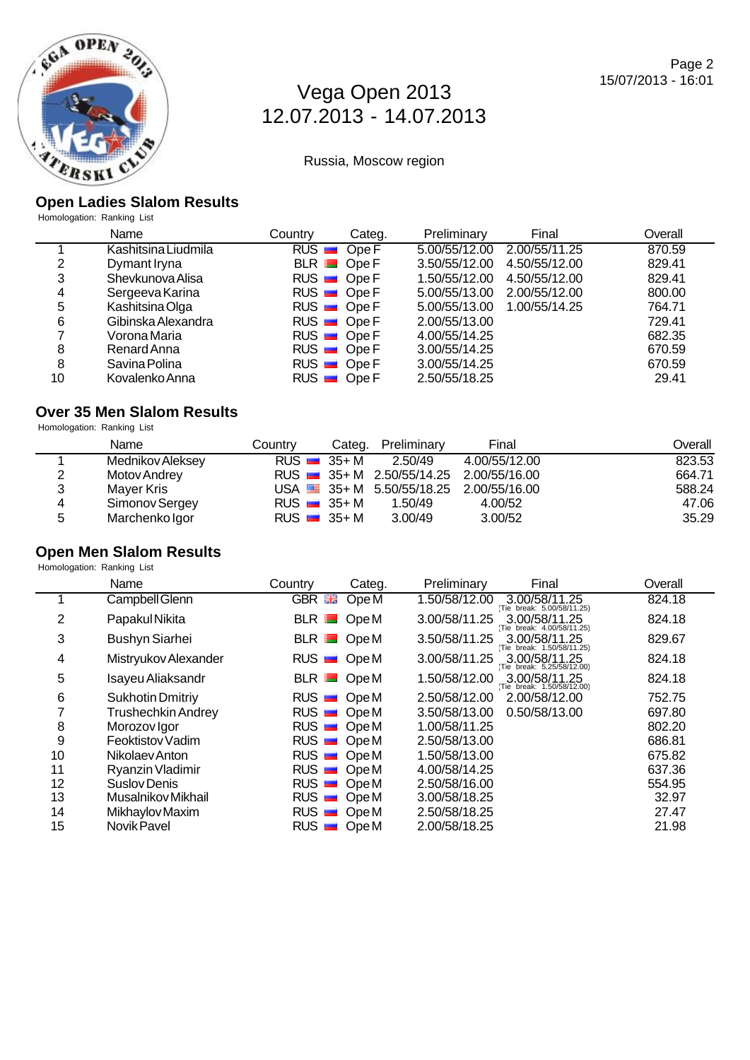# Vega Open 2013
12.07.2013 - 14.07.2013

Russia, Moscow region

## Open Ladies Slalom Results

Homologation: Ranking List

| | Name | Country | Categ. | Preliminary | Final | Overall |
|---|---|---|---|---|---|---|
| 1 | Kashitsina Liudmila | RUS | Ope F | 5.00/55/12.00 | 2.00/55/11.25 | 870.59 |
| 2 | Dymant Iryna | BLR | Ope F | 3.50/55/12.00 | 4.50/55/12.00 | 829.41 |
| 3 | Shevkunova Alisa | RUS | Ope F | 1.50/55/12.00 | 4.50/55/12.00 | 829.41 |
| 4 | Sergeeva Karina | RUS | Ope F | 5.00/55/13.00 | 2.00/55/12.00 | 800.00 |
| 5 | Kashitsina Olga | RUS | Ope F | 5.00/55/13.00 | 1.00/55/14.25 | 764.71 |
| 6 | Gibinska Alexandra | RUS | Ope F | 2.00/55/13.00 | | 729.41 |
| 7 | Vorona Maria | RUS | Ope F | 4.00/55/14.25 | | 682.35 |
| 8 | Renard Anna | RUS | Ope F | 3.00/55/14.25 | | 670.59 |
| 8 | Savina Polina | RUS | Ope F | 3.00/55/14.25 | | 670.59 |
| 10 | Kovalenko Anna | RUS | Ope F | 2.50/55/18.25 | | 29.41 |

## Over 35 Men Slalom Results

Homologation: Ranking List

| | Name | Country | Categ. | Preliminary | Final | Overall |
|---|---|---|---|---|---|---|
| 1 | Mednikov Aleksey | RUS | 35+ M | 2.50/49 | 4.00/55/12.00 | 823.53 |
| 2 | Motov Andrey | RUS | 35+ M | 2.50/55/14.25 | 2.00/55/16.00 | 664.71 |
| 3 | Mayer Kris | USA | 35+ M | 5.50/55/18.25 | 2.00/55/16.00 | 588.24 |
| 4 | Simonov Sergey | RUS | 35+ M | 1.50/49 | 4.00/52 | 47.06 |
| 5 | Marchenko Igor | RUS | 35+ M | 3.00/49 | 3.00/52 | 35.29 |

## Open Men Slalom Results

Homologation: Ranking List

| | Name | Country | Categ. | Preliminary | Final | Overall |
|---|---|---|---|---|---|---|
| 1 | Campbell Glenn | GBR | Ope M | 1.50/58/12.00 | 3.00/58/11.25 (Tie break: 5.00/58/11.25) | 824.18 |
| 2 | Papakul Nikita | BLR | Ope M | 3.00/58/11.25 | 3.00/58/11.25 (Tie break: 4.00/58/11.25) | 824.18 |
| 3 | Bushyn Siarhei | BLR | Ope M | 3.50/58/11.25 | 3.00/58/11.25 (Tie break: 1.50/58/11.25) | 829.67 |
| 4 | Mistryukov Alexander | RUS | Ope M | 3.00/58/11.25 | 3.00/58/11.25 (Tie break: 5.25/58/12.00) | 824.18 |
| 5 | Isayeu Aliaksandr | BLR | Ope M | 1.50/58/12.00 | 3.00/58/11.25 (Tie break: 1.50/58/12.00) | 824.18 |
| 6 | Sukhotin Dmitriy | RUS | Ope M | 2.50/58/12.00 | 2.00/58/12.00 | 752.75 |
| 7 | Trushechkin Andrey | RUS | Ope M | 3.50/58/13.00 | 0.50/58/13.00 | 697.80 |
| 8 | Morozov Igor | RUS | Ope M | 1.00/58/11.25 | | 802.20 |
| 9 | Feoktistov Vadim | RUS | Ope M | 2.50/58/13.00 | | 686.81 |
| 10 | Nikolaev Anton | RUS | Ope M | 1.50/58/13.00 | | 675.82 |
| 11 | Ryanzin Vladimir | RUS | Ope M | 4.00/58/14.25 | | 637.36 |
| 12 | Suslov Denis | RUS | Ope M | 2.50/58/16.00 | | 554.95 |
| 13 | Musalnikov Mikhail | RUS | Ope M | 3.00/58/18.25 | | 32.97 |
| 14 | Mikhaylov Maxim | RUS | Ope M | 2.50/58/18.25 | | 27.47 |
| 15 | Novik Pavel | RUS | Ope M | 2.00/58/18.25 | | 21.98 |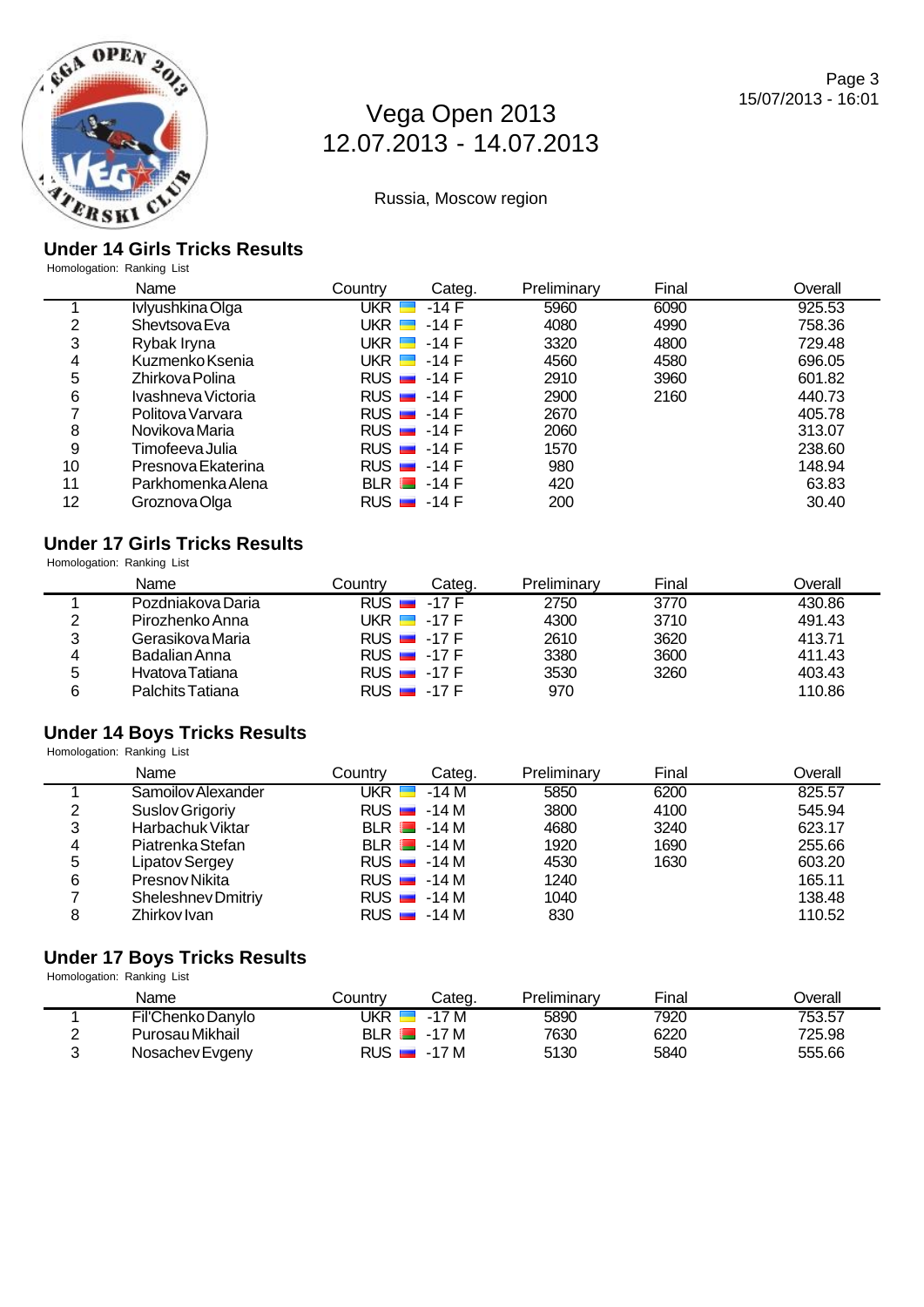# Vega Open 2013
# 12.07.2013 - 14.07.2013

Russia, Moscow region

## Under 14 Girls Tricks Results

Homologation: Ranking List

| | Name | Country | Categ. | Preliminary | Final | Overall |
|---|---|---|---|---|---|---|
| 1 | Ivlyushkina Olga | UKR | -14 F | 5960 | 6090 | 925.53 |
| 2 | Shevtsova Eva | UKR | -14 F | 4080 | 4990 | 758.36 |
| 3 | Rybak Iryna | UKR | -14 F | 3320 | 4800 | 729.48 |
| 4 | Kuzmenko Ksenia | UKR | -14 F | 4560 | 4580 | 696.05 |
| 5 | Zhirkova Polina | RUS | -14 F | 2910 | 3960 | 601.82 |
| 6 | Ivashneva Victoria | RUS | -14 F | 2900 | 2160 | 440.73 |
| 7 | Politova Varvara | RUS | -14 F | 2670 | | 405.78 |
| 8 | Novikova Maria | RUS | -14 F | 2060 | | 313.07 |
| 9 | Timofeeva Julia | RUS | -14 F | 1570 | | 238.60 |
| 10 | Presnova Ekaterina | RUS | -14 F | 980 | | 148.94 |
| 11 | Parkhomenka Alena | BLR | -14 F | 420 | | 63.83 |
| 12 | Groznova Olga | RUS | -14 F | 200 | | 30.40 |

## Under 17 Girls Tricks Results

Homologation: Ranking List

| | Name | Country | Categ. | Preliminary | Final | Overall |
|---|---|---|---|---|---|---|
| 1 | Pozdniakova Daria | RUS | -17 F | 2750 | 3770 | 430.86 |
| 2 | Pirozhenko Anna | UKR | -17 F | 4300 | 3710 | 491.43 |
| 3 | Gerasikova Maria | RUS | -17 F | 2610 | 3620 | 413.71 |
| 4 | Badalian Anna | RUS | -17 F | 3380 | 3600 | 411.43 |
| 5 | Hvatova Tatiana | RUS | -17 F | 3530 | 3260 | 403.43 |
| 6 | Palchits Tatiana | RUS | -17 F | 970 | | 110.86 |

## Under 14 Boys Tricks Results

Homologation: Ranking List

| | Name | Country | Categ. | Preliminary | Final | Overall |
|---|---|---|---|---|---|---|
| 1 | Samoilov Alexander | UKR | -14 M | 5850 | 6200 | 825.57 |
| 2 | Suslov Grigoriy | RUS | -14 M | 3800 | 4100 | 545.94 |
| 3 | Harbachuk Viktar | BLR | -14 M | 4680 | 3240 | 623.17 |
| 4 | Piatrenka Stefan | BLR | -14 M | 1920 | 1690 | 255.66 |
| 5 | Lipatov Sergey | RUS | -14 M | 4530 | 1630 | 603.20 |
| 6 | Presnov Nikita | RUS | -14 M | 1240 | | 165.11 |
| 7 | Sheleshnev Dmitriy | RUS | -14 M | 1040 | | 138.48 |
| 8 | Zhirkov Ivan | RUS | -14 M | 830 | | 110.52 |

## Under 17 Boys Tricks Results

Homologation: Ranking List

| | Name | Country | Categ. | Preliminary | Final | Overall |
|---|---|---|---|---|---|---|
| 1 | Fil'Chenko Danylo | UKR | -17 M | 5890 | 7920 | 753.57 |
| 2 | Purosau Mikhail | BLR | -17 M | 7630 | 6220 | 725.98 |
| 3 | Nosachev Evgeny | RUS | -17 M | 5130 | 5840 | 555.66 |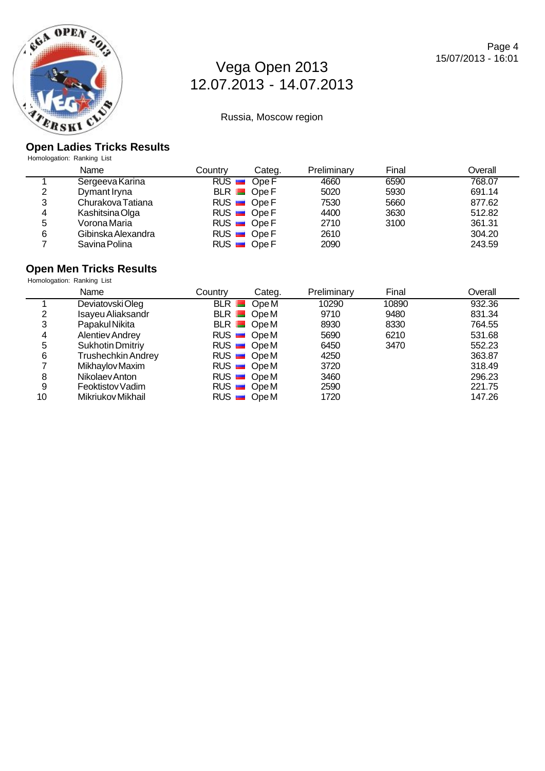# Vega Open 2013
12.07.2013 - 14.07.2013

Russia, Moscow region

## Open Ladies Tricks Results

Homologation: Ranking List

| | Name | Country | Categ. | Preliminary | Final | Overall |
|---|---|---|---|---|---|---|
| 1 | Sergeeva Karina | RUS | Ope F | 4660 | 6590 | 768.07 |
| 2 | Dymant Iryna | BLR | Ope F | 5020 | 5930 | 691.14 |
| 3 | Churakova Tatiana | RUS | Ope F | 7530 | 5660 | 877.62 |
| 4 | Kashitsina Olga | RUS | Ope F | 4400 | 3630 | 512.82 |
| 5 | Vorona Maria | RUS | Ope F | 2710 | 3100 | 361.31 |
| 6 | Gibinska Alexandra | RUS | Ope F | 2610 | | 304.20 |
| 7 | Savina Polina | RUS | Ope F | 2090 | | 243.59 |

## Open Men Tricks Results

Homologation: Ranking List

| | Name | Country | Categ. | Preliminary | Final | Overall |
|---|---|---|---|---|---|---|
| 1 | Deviatovski Oleg | BLR | Ope M | 10290 | 10890 | 932.36 |
| 2 | Isayeu Aliaksandr | BLR | Ope M | 9710 | 9480 | 831.34 |
| 3 | Papakul Nikita | BLR | Ope M | 8930 | 8330 | 764.55 |
| 4 | Alentiev Andrey | RUS | Ope M | 5690 | 6210 | 531.68 |
| 5 | Sukhotin Dmitriy | RUS | Ope M | 6450 | 3470 | 552.23 |
| 6 | Trushechkin Andrey | RUS | Ope M | 4250 | | 363.87 |
| 7 | Mikhaylov Maxim | RUS | Ope M | 3720 | | 318.49 |
| 8 | Nikolaev Anton | RUS | Ope M | 3460 | | 296.23 |
| 9 | Feoktistov Vadim | RUS | Ope M | 2590 | | 221.75 |
| 10 | Mikriukov Mikhail | RUS | Ope M | 1720 | | 147.26 |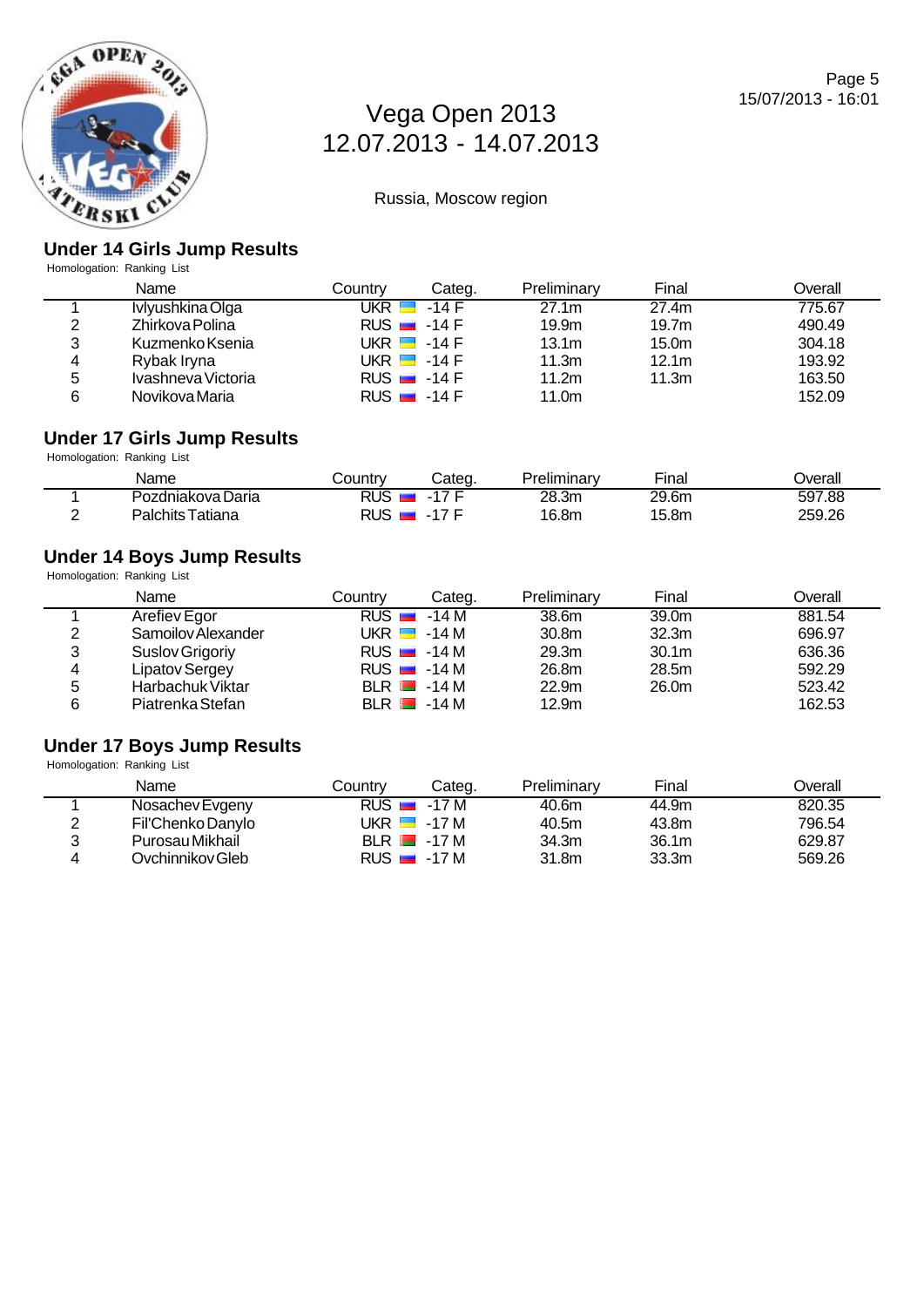# Vega Open 2013
12.07.2013 - 14.07.2013

Russia, Moscow region

## Under 14 Girls Jump Results

Homologation: Ranking List

| | Name | Country | Categ. | Preliminary | Final | Overall |
|---|---|---|---|---|---|---|
| 1 | Ivlyushkina Olga | UKR | -14 F | 27.1m | 27.4m | 775.67 |
| 2 | Zhirkova Polina | RUS | -14 F | 19.9m | 19.7m | 490.49 |
| 3 | Kuzmenko Ksenia | UKR | -14 F | 13.1m | 15.0m | 304.18 |
| 4 | Rybak Iryna | UKR | -14 F | 11.3m | 12.1m | 193.92 |
| 5 | Ivashneva Victoria | RUS | -14 F | 11.2m | 11.3m | 163.50 |
| 6 | Novikova Maria | RUS | -14 F | 11.0m | | 152.09 |

## Under 17 Girls Jump Results

Homologation: Ranking List

| | Name | Country | Categ. | Preliminary | Final | Overall |
|---|---|---|---|---|---|---|
| 1 | Pozdniakova Daria | RUS | -17 F | 28.3m | 29.6m | 597.88 |
| 2 | Palchits Tatiana | RUS | -17 F | 16.8m | 15.8m | 259.26 |

## Under 14 Boys Jump Results

Homologation: Ranking List

| | Name | Country | Categ. | Preliminary | Final | Overall |
|---|---|---|---|---|---|---|
| 1 | Arefiev Egor | RUS | -14 M | 38.6m | 39.0m | 881.54 |
| 2 | Samoilov Alexander | UKR | -14 M | 30.8m | 32.3m | 696.97 |
| 3 | Suslov Grigoriy | RUS | -14 M | 29.3m | 30.1m | 636.36 |
| 4 | Lipatov Sergey | RUS | -14 M | 26.8m | 28.5m | 592.29 |
| 5 | Harbachuk Viktar | BLR | -14 M | 22.9m | 26.0m | 523.42 |
| 6 | Piatrenka Stefan | BLR | -14 M | 12.9m | | 162.53 |

## Under 17 Boys Jump Results

Homologation: Ranking List

| | Name | Country | Categ. | Preliminary | Final | Overall |
|---|---|---|---|---|---|---|
| 1 | Nosachev Evgeny | RUS | -17 M | 40.6m | 44.9m | 820.35 |
| 2 | Fil'Chenko Danylo | UKR | -17 M | 40.5m | 43.8m | 796.54 |
| 3 | Purosau Mikhail | BLR | -17 M | 34.3m | 36.1m | 629.87 |
| 4 | Ovchinnikov Gleb | RUS | -17 M | 31.8m | 33.3m | 569.26 |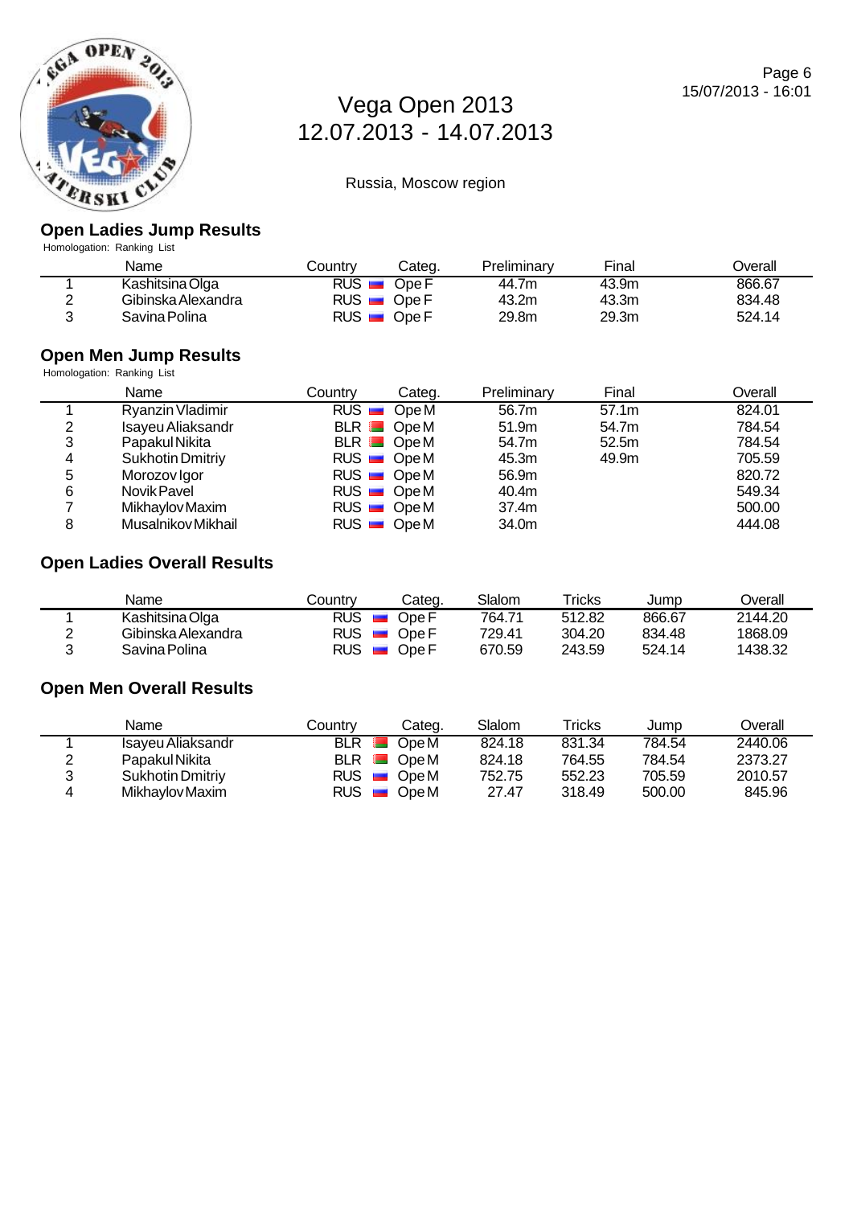# Vega Open 2013

12.07.2013 - 14.07.2013

Russia, Moscow region

## Open Ladies Jump Results

Homologation: Ranking List

| | Name | Country | Categ. | Preliminary | Final | Overall |
|---|---|---|---|---|---|---|
| 1 | Kashitsina Olga | RUS | Ope F | 44.7m | 43.9m | 866.67 |
| 2 | Gibinska Alexandra | RUS | Ope F | 43.2m | 43.3m | 834.48 |
| 3 | Savina Polina | RUS | Ope F | 29.8m | 29.3m | 524.14 |

## Open Men Jump Results

Homologation: Ranking List

| | Name | Country | Categ. | Preliminary | Final | Overall |
|---|---|---|---|---|---|---|
| 1 | Ryanzin Vladimir | RUS | Ope M | 56.7m | 57.1m | 824.01 |
| 2 | Isayeu Aliaksandr | BLR | Ope M | 51.9m | 54.7m | 784.54 |
| 3 | Papakul Nikita | BLR | Ope M | 54.7m | 52.5m | 784.54 |
| 4 | Sukhotin Dmitriy | RUS | Ope M | 45.3m | 49.9m | 705.59 |
| 5 | Morozov Igor | RUS | Ope M | 56.9m | | 820.72 |
| 6 | Novik Pavel | RUS | Ope M | 40.4m | | 549.34 |
| 7 | Mikhaylov Maxim | RUS | Ope M | 37.4m | | 500.00 |
| 8 | Musalnikov Mikhail | RUS | Ope M | 34.0m | | 444.08 |

## Open Ladies Overall Results

| | Name | Country | Categ. | Slalom | Tricks | Jump | Overall |
|---|---|---|---|---|---|---|---|
| 1 | Kashitsina Olga | RUS | Ope F | 764.71 | 512.82 | 866.67 | 2144.20 |
| 2 | Gibinska Alexandra | RUS | Ope F | 729.41 | 304.20 | 834.48 | 1868.09 |
| 3 | Savina Polina | RUS | Ope F | 670.59 | 243.59 | 524.14 | 1438.32 |

## Open Men Overall Results

| | Name | Country | Categ. | Slalom | Tricks | Jump | Overall |
|---|---|---|---|---|---|---|---|
| 1 | Isayeu Aliaksandr | BLR | Ope M | 824.18 | 831.34 | 784.54 | 2440.06 |
| 2 | Papakul Nikita | BLR | Ope M | 824.18 | 764.55 | 784.54 | 2373.27 |
| 3 | Sukhotin Dmitriy | RUS | Ope M | 752.75 | 552.23 | 705.59 | 2010.57 |
| 4 | Mikhaylov Maxim | RUS | Ope M | 27.47 | 318.49 | 500.00 | 845.96 |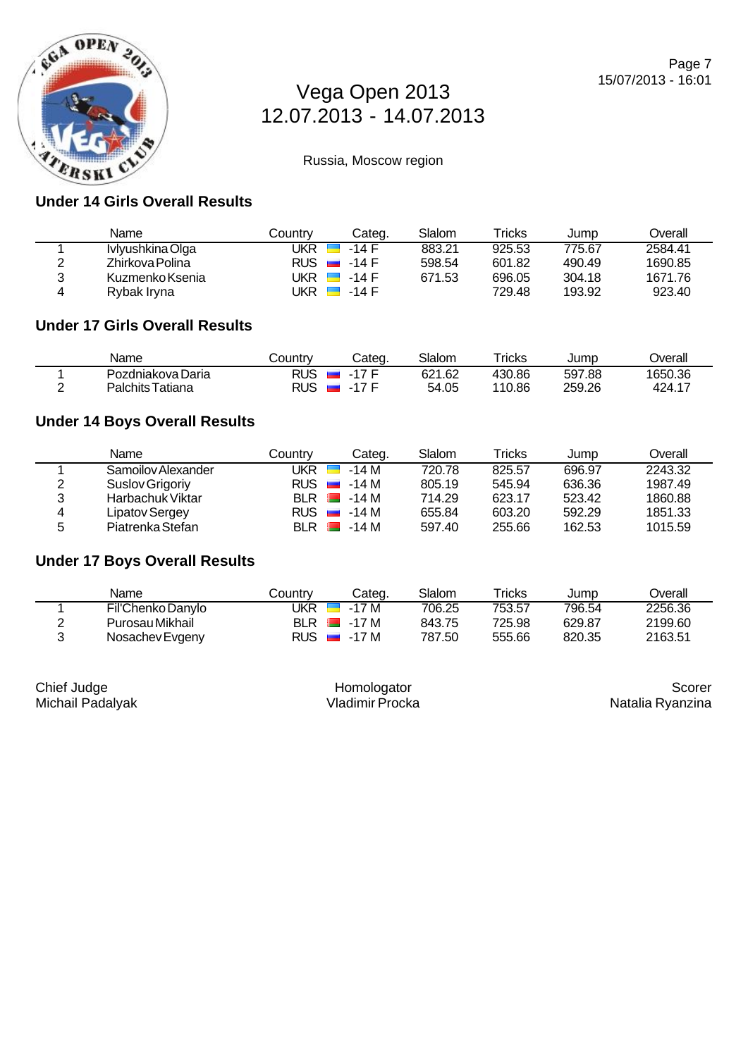# Vega Open 2013
# 12.07.2013 - 14.07.2013

Russia, Moscow region

## Under 14 Girls Overall Results

| | Name | Country | Categ. | Slalom | Tricks | Jump | Overall |
|---|---|---|---|---|---|---|---|
| 1 | Ivlyushkina Olga | UKR | -14 F | 883.21 | 925.53 | 775.67 | 2584.41 |
| 2 | Zhirkova Polina | RUS | -14 F | 598.54 | 601.82 | 490.49 | 1690.85 |
| 3 | Kuzmenko Ksenia | UKR | -14 F | 671.53 | 696.05 | 304.18 | 1671.76 |
| 4 | Rybak Iryna | UKR | -14 F | | 729.48 | 193.92 | 923.40 |

## Under 17 Girls Overall Results

| | Name | Country | Categ. | Slalom | Tricks | Jump | Overall |
|---|---|---|---|---|---|---|---|
| 1 | Pozdniakova Daria | RUS | -17 F | 621.62 | 430.86 | 597.88 | 1650.36 |
| 2 | Palchits Tatiana | RUS | -17 F | 54.05 | 110.86 | 259.26 | 424.17 |

## Under 14 Boys Overall Results

| | Name | Country | Categ. | Slalom | Tricks | Jump | Overall |
|---|---|---|---|---|---|---|---|
| 1 | Samoilov Alexander | UKR | -14 M | 720.78 | 825.57 | 696.97 | 2243.32 |
| 2 | Suslov Grigoriy | RUS | -14 M | 805.19 | 545.94 | 636.36 | 1987.49 |
| 3 | Harbachuk Viktar | BLR | -14 M | 714.29 | 623.17 | 523.42 | 1860.88 |
| 4 | Lipatov Sergey | RUS | -14 M | 655.84 | 603.20 | 592.29 | 1851.33 |
| 5 | Piatrenka Stefan | BLR | -14 M | 597.40 | 255.66 | 162.53 | 1015.59 |

## Under 17 Boys Overall Results

| | Name | Country | Categ. | Slalom | Tricks | Jump | Overall |
|---|---|---|---|---|---|---|---|
| 1 | Fil'Chenko Danylo | UKR | -17 M | 706.25 | 753.57 | 796.54 | 2256.36 |
| 2 | Purosau Mikhail | BLR | -17 M | 843.75 | 725.98 | 629.87 | 2199.60 |
| 3 | Nosachev Evgeny | RUS | -17 M | 787.50 | 555.66 | 820.35 | 2163.51 |

Chief Judge
Michail Padalyak

Homologator
Vladimir Procka

Scorer
Natalia Ryanzina